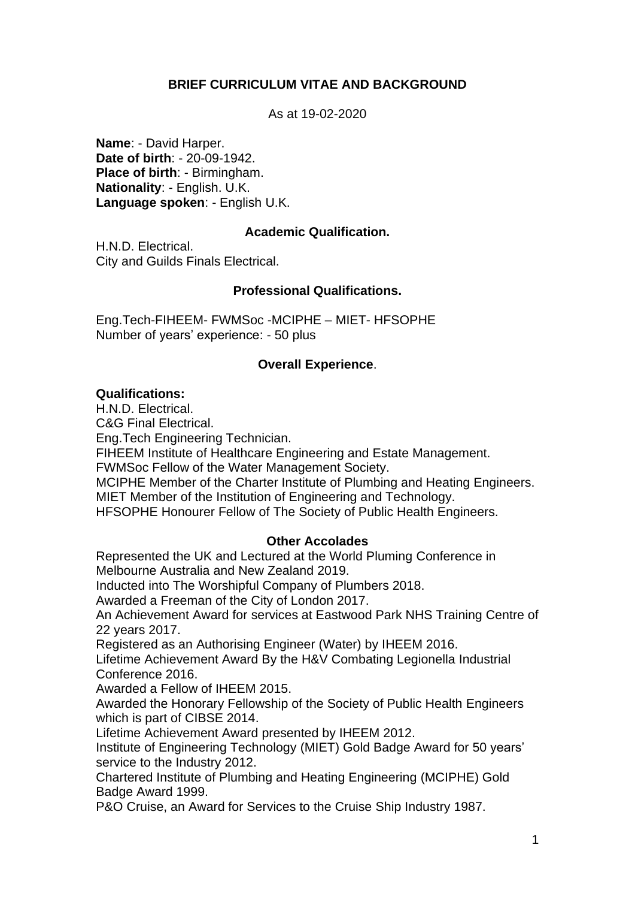## BRIEF CURRICULUM VITAE AND BACKGROUND

As at 19-02-2020

**Name**: - David Harper.
**Date of birth**: - 20-09-1942.
**Place of birth**: - Birmingham.
**Nationality**: - English. U.K.
**Language spoken**: - English U.K.

### Academic Qualification.

H.N.D. Electrical.
City and Guilds Finals Electrical.

### Professional Qualifications.

Eng.Tech-FIHEEM- FWMSoc -MCIPHE – MIET- HFSOPHE
Number of years' experience: - 50 plus

### Overall Experience.

**Qualifications:**
H.N.D. Electrical.
C&G Final Electrical.
Eng.Tech Engineering Technician.
FIHEEM Institute of Healthcare Engineering and Estate Management.
FWMSoc Fellow of the Water Management Society.
MCIPHE Member of the Charter Institute of Plumbing and Heating Engineers.
MIET Member of the Institution of Engineering and Technology.
HFSOPHE Honourer Fellow of The Society of Public Health Engineers.

### Other Accolades

Represented the UK and Lectured at the World Pluming Conference in Melbourne Australia and New Zealand 2019.
Inducted into The Worshipful Company of Plumbers 2018.
Awarded a Freeman of the City of London 2017.
An Achievement Award for services at Eastwood Park NHS Training Centre of 22 years 2017.
Registered as an Authorising Engineer (Water) by IHEEM 2016.
Lifetime Achievement Award By the H&V Combating Legionella Industrial Conference 2016.
Awarded a Fellow of IHEEM 2015.
Awarded the Honorary Fellowship of the Society of Public Health Engineers which is part of CIBSE 2014.
Lifetime Achievement Award presented by IHEEM 2012.
Institute of Engineering Technology (MIET) Gold Badge Award for 50 years' service to the Industry 2012.
Chartered Institute of Plumbing and Heating Engineering (MCIPHE) Gold Badge Award 1999.
P&O Cruise, an Award for Services to the Cruise Ship Industry 1987.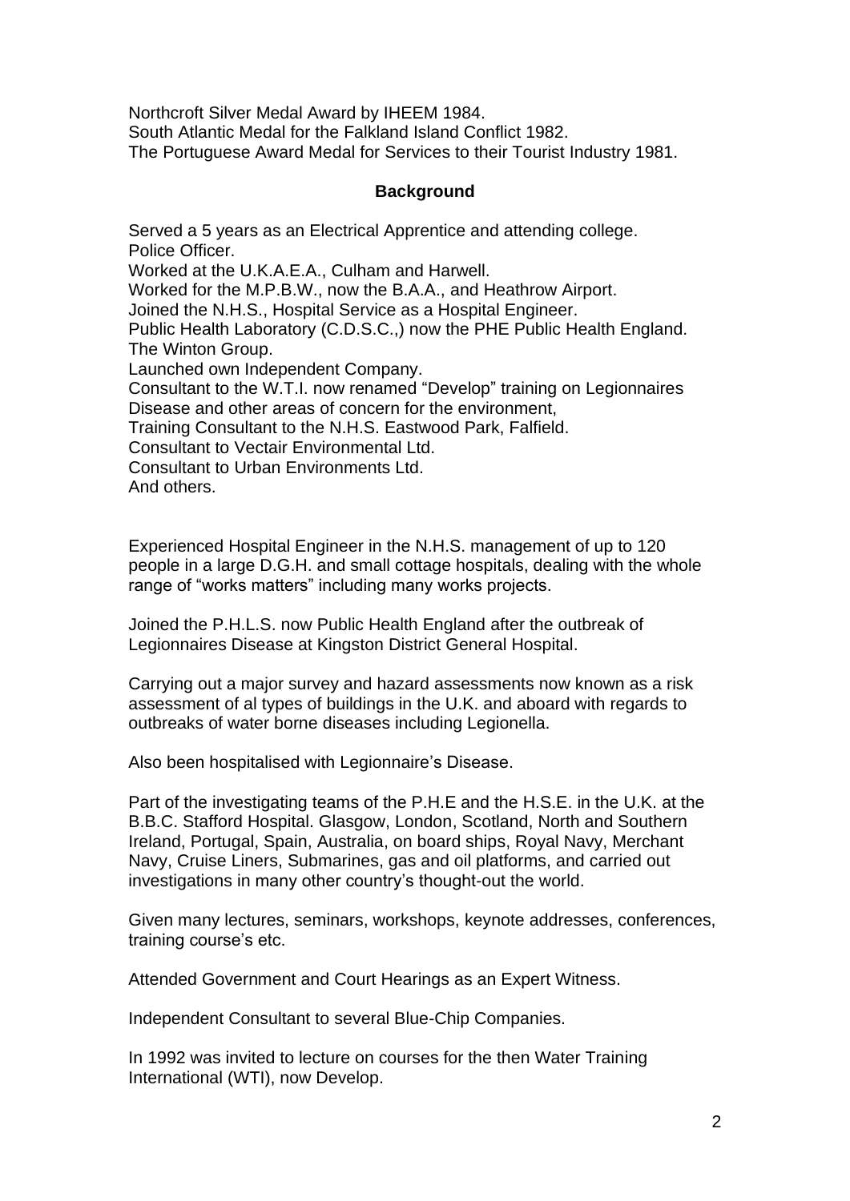Northcroft Silver Medal Award by IHEEM 1984.
South Atlantic Medal for the Falkland Island Conflict 1982.
The Portuguese Award Medal for Services to their Tourist Industry 1981.

## Background

Served a 5 years as an Electrical Apprentice and attending college.
Police Officer.
Worked at the U.K.A.E.A., Culham and Harwell.
Worked for the M.P.B.W., now the B.A.A., and Heathrow Airport.
Joined the N.H.S., Hospital Service as a Hospital Engineer.
Public Health Laboratory (C.D.S.C.,) now the PHE Public Health England.
The Winton Group.
Launched own Independent Company.
Consultant to the W.T.I. now renamed "Develop" training on Legionnaires Disease and other areas of concern for the environment,
Training Consultant to the N.H.S. Eastwood Park, Falfield.
Consultant to Vectair Environmental Ltd.
Consultant to Urban Environments Ltd.
And others.

Experienced Hospital Engineer in the N.H.S. management of up to 120 people in a large D.G.H. and small cottage hospitals, dealing with the whole range of "works matters" including many works projects.

Joined the P.H.L.S. now Public Health England after the outbreak of Legionnaires Disease at Kingston District General Hospital.

Carrying out a major survey and hazard assessments now known as a risk assessment of al types of buildings in the U.K. and aboard with regards to outbreaks of water borne diseases including Legionella.

Also been hospitalised with Legionnaire's Disease.

Part of the investigating teams of the P.H.E and the H.S.E. in the U.K. at the B.B.C. Stafford Hospital. Glasgow, London, Scotland, North and Southern Ireland, Portugal, Spain, Australia, on board ships, Royal Navy, Merchant Navy, Cruise Liners, Submarines, gas and oil platforms, and carried out investigations in many other country's thought-out the world.

Given many lectures, seminars, workshops, keynote addresses, conferences, training course's etc.

Attended Government and Court Hearings as an Expert Witness.

Independent Consultant to several Blue-Chip Companies.

In 1992 was invited to lecture on courses for the then Water Training International (WTI), now Develop.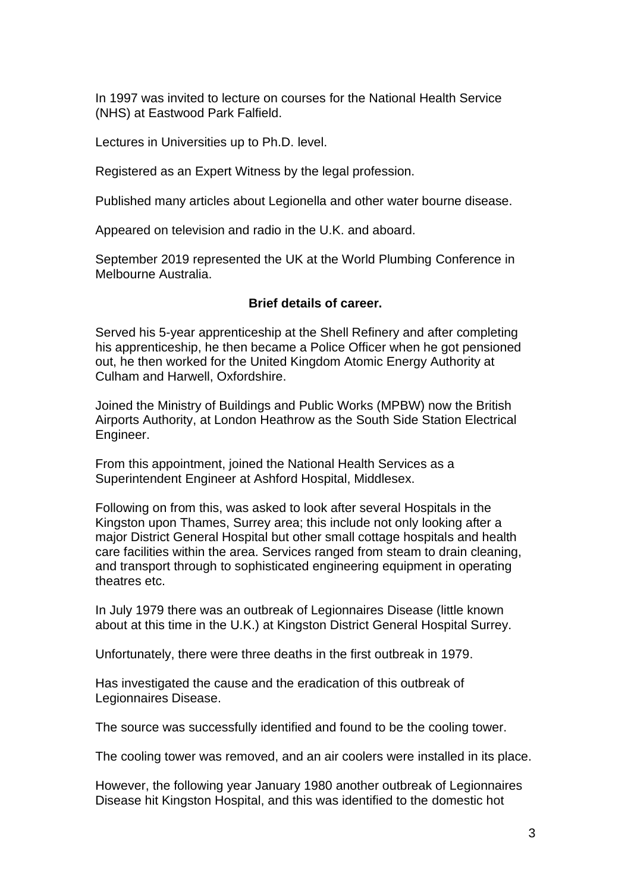In 1997 was invited to lecture on courses for the National Health Service (NHS) at Eastwood Park Falfield.

Lectures in Universities up to Ph.D. level.

Registered as an Expert Witness by the legal profession.

Published many articles about Legionella and other water bourne disease.

Appeared on television and radio in the U.K. and aboard.

September 2019 represented the UK at the World Plumbing Conference in Melbourne Australia.

**Brief details of career.**

Served his 5-year apprenticeship at the Shell Refinery and after completing his apprenticeship, he then became a Police Officer when he got pensioned out, he then worked for the United Kingdom Atomic Energy Authority at Culham and Harwell, Oxfordshire.

Joined the Ministry of Buildings and Public Works (MPBW) now the British Airports Authority, at London Heathrow as the South Side Station Electrical Engineer.

From this appointment, joined the National Health Services as a Superintendent Engineer at Ashford Hospital, Middlesex.

Following on from this, was asked to look after several Hospitals in the Kingston upon Thames, Surrey area; this include not only looking after a major District General Hospital but other small cottage hospitals and health care facilities within the area. Services ranged from steam to drain cleaning, and transport through to sophisticated engineering equipment in operating theatres etc.

In July 1979 there was an outbreak of Legionnaires Disease (little known about at this time in the U.K.) at Kingston District General Hospital Surrey.

Unfortunately, there were three deaths in the first outbreak in 1979.

Has investigated the cause and the eradication of this outbreak of Legionnaires Disease.

The source was successfully identified and found to be the cooling tower.

The cooling tower was removed, and an air coolers were installed in its place.

However, the following year January 1980 another outbreak of Legionnaires Disease hit Kingston Hospital, and this was identified to the domestic hot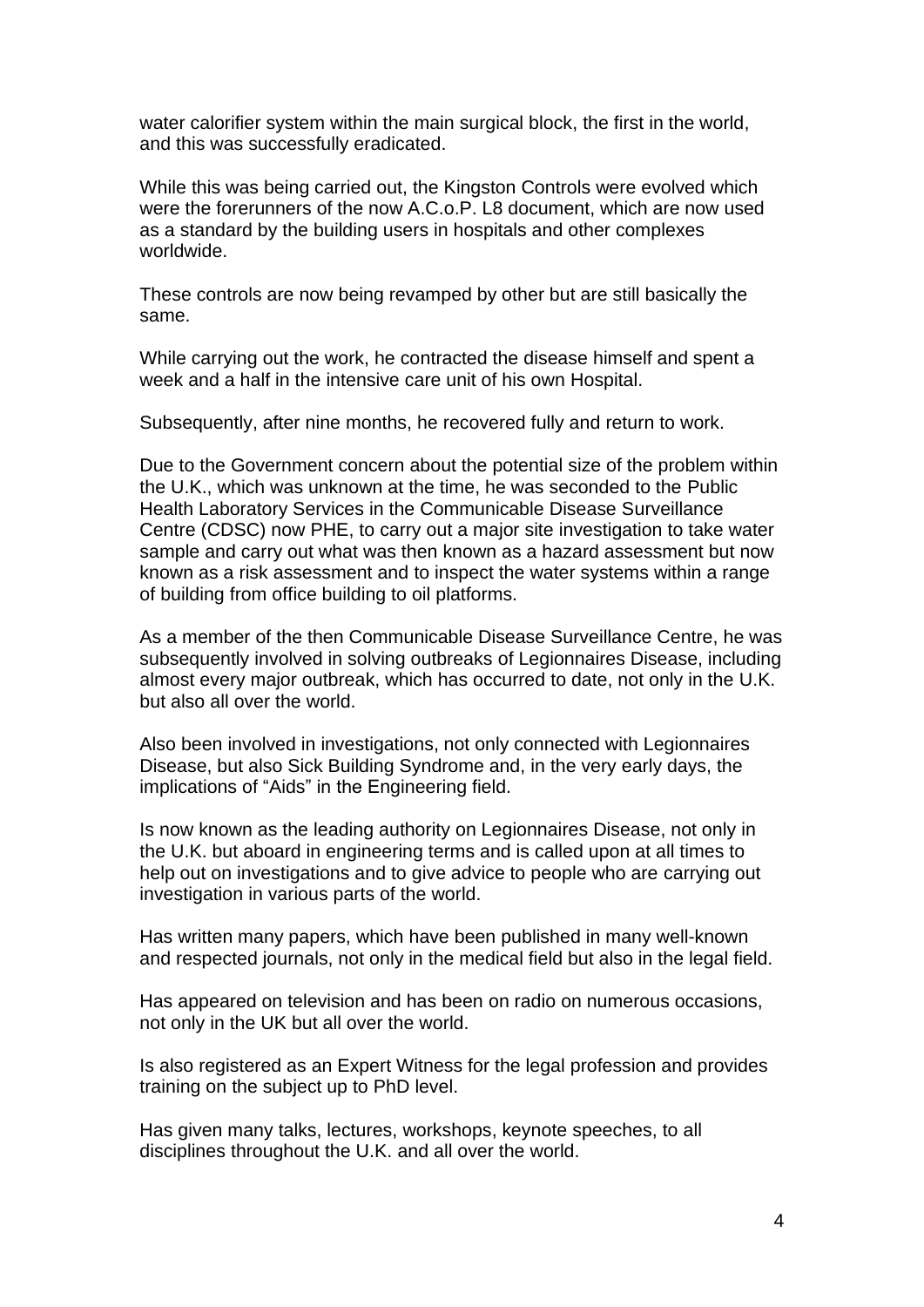water calorifier system within the main surgical block, the first in the world, and this was successfully eradicated.

While this was being carried out, the Kingston Controls were evolved which were the forerunners of the now A.C.o.P. L8 document, which are now used as a standard by the building users in hospitals and other complexes worldwide.

These controls are now being revamped by other but are still basically the same.

While carrying out the work, he contracted the disease himself and spent a week and a half in the intensive care unit of his own Hospital.

Subsequently, after nine months, he recovered fully and return to work.

Due to the Government concern about the potential size of the problem within the U.K., which was unknown at the time, he was seconded to the Public Health Laboratory Services in the Communicable Disease Surveillance Centre (CDSC) now PHE, to carry out a major site investigation to take water sample and carry out what was then known as a hazard assessment but now known as a risk assessment and to inspect the water systems within a range of building from office building to oil platforms.

As a member of the then Communicable Disease Surveillance Centre, he was subsequently involved in solving outbreaks of Legionnaires Disease, including almost every major outbreak, which has occurred to date, not only in the U.K. but also all over the world.

Also been involved in investigations, not only connected with Legionnaires Disease, but also Sick Building Syndrome and, in the very early days, the implications of "Aids" in the Engineering field.

Is now known as the leading authority on Legionnaires Disease, not only in the U.K. but aboard in engineering terms and is called upon at all times to help out on investigations and to give advice to people who are carrying out investigation in various parts of the world.

Has written many papers, which have been published in many well-known and respected journals, not only in the medical field but also in the legal field.

Has appeared on television and has been on radio on numerous occasions, not only in the UK but all over the world.

Is also registered as an Expert Witness for the legal profession and provides training on the subject up to PhD level.

Has given many talks, lectures, workshops, keynote speeches, to all disciplines throughout the U.K. and all over the world.